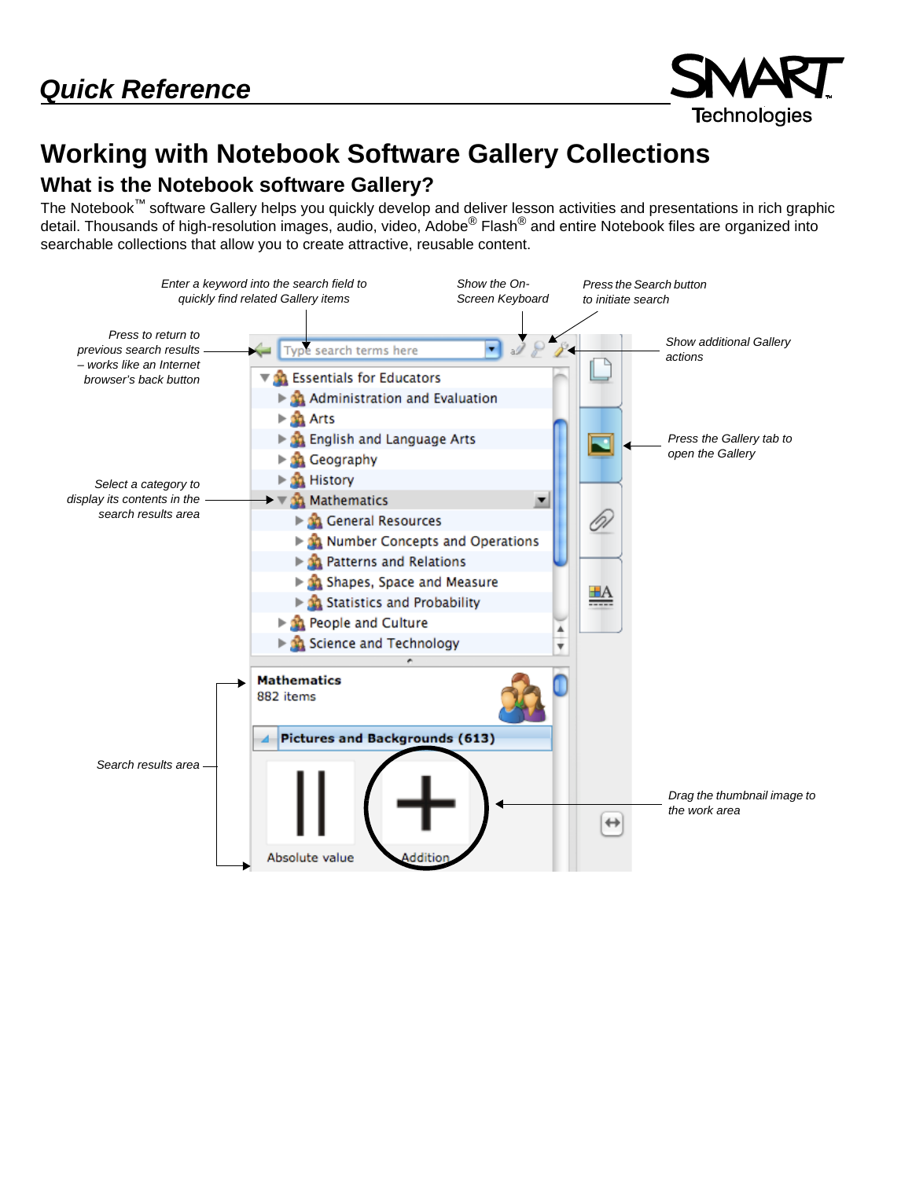# Quick Reference

SMART Technologies

# Working with Notebook Software Gallery Collections

## What is the Notebook software Gallery?

The Notebook™ software Gallery helps you quickly develop and deliver lesson activities and presentations in rich graphic detail. Thousands of high-resolution images, audio, video, Adobe® Flash® and entire Notebook files are organized into searchable collections that allow you to create attractive, reusable content.

*Enter a keyword into the search field to quickly find related Gallery items*

*Show the On-Screen Keyboard*

*Press the Search button to initiate search*

*Press to return to previous search results – works like an Internet browser's back button*

*Show additional Gallery actions*

*Press the Gallery tab to open the Gallery*

*Select a category to display its contents in the search results area*

*Search results area*

*Drag the thumbnail image to the work area*

- Essentials for Educators
  - Administration and Evaluation
  - Arts
  - English and Language Arts
  - Geography
  - History
  - Mathematics
    - General Resources
    - Number Concepts and Operations
    - Patterns and Relations
    - Shapes, Space and Measure
    - Statistics and Probability
  - People and Culture
  - Science and Technology

**Mathematics**
882 items

**Pictures and Backgrounds (613)**

Absolute value    Addition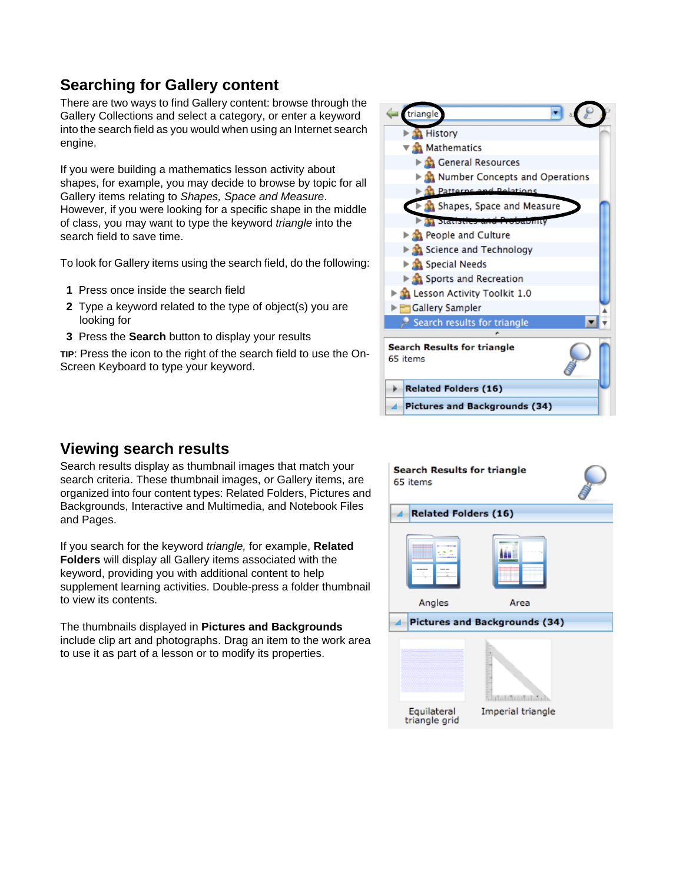## Searching for Gallery content

There are two ways to find Gallery content: browse through the Gallery Collections and select a category, or enter a keyword into the search field as you would when using an Internet search engine.

If you were building a mathematics lesson activity about shapes, for example, you may decide to browse by topic for all Gallery items relating to *Shapes, Space and Measure*. However, if you were looking for a specific shape in the middle of class, you may want to type the keyword *triangle* into the search field to save time.

To look for Gallery items using the search field, do the following:

1. Press once inside the search field
2. Type a keyword related to the type of object(s) you are looking for
3. Press the **Search** button to display your results

**TIP**: Press the icon to the right of the search field to use the On-Screen Keyboard to type your keyword.

## Viewing search results

Search results display as thumbnail images that match your search criteria. These thumbnail images, or Gallery items, are organized into four content types: Related Folders, Pictures and Backgrounds, Interactive and Multimedia, and Notebook Files and Pages.

If you search for the keyword *triangle,* for example, **Related Folders** will display all Gallery items associated with the keyword, providing you with additional content to help supplement learning activities. Double-press a folder thumbnail to view its contents.

The thumbnails displayed in **Pictures and Backgrounds** include clip art and photographs. Drag an item to the work area to use it as part of a lesson or to modify its properties.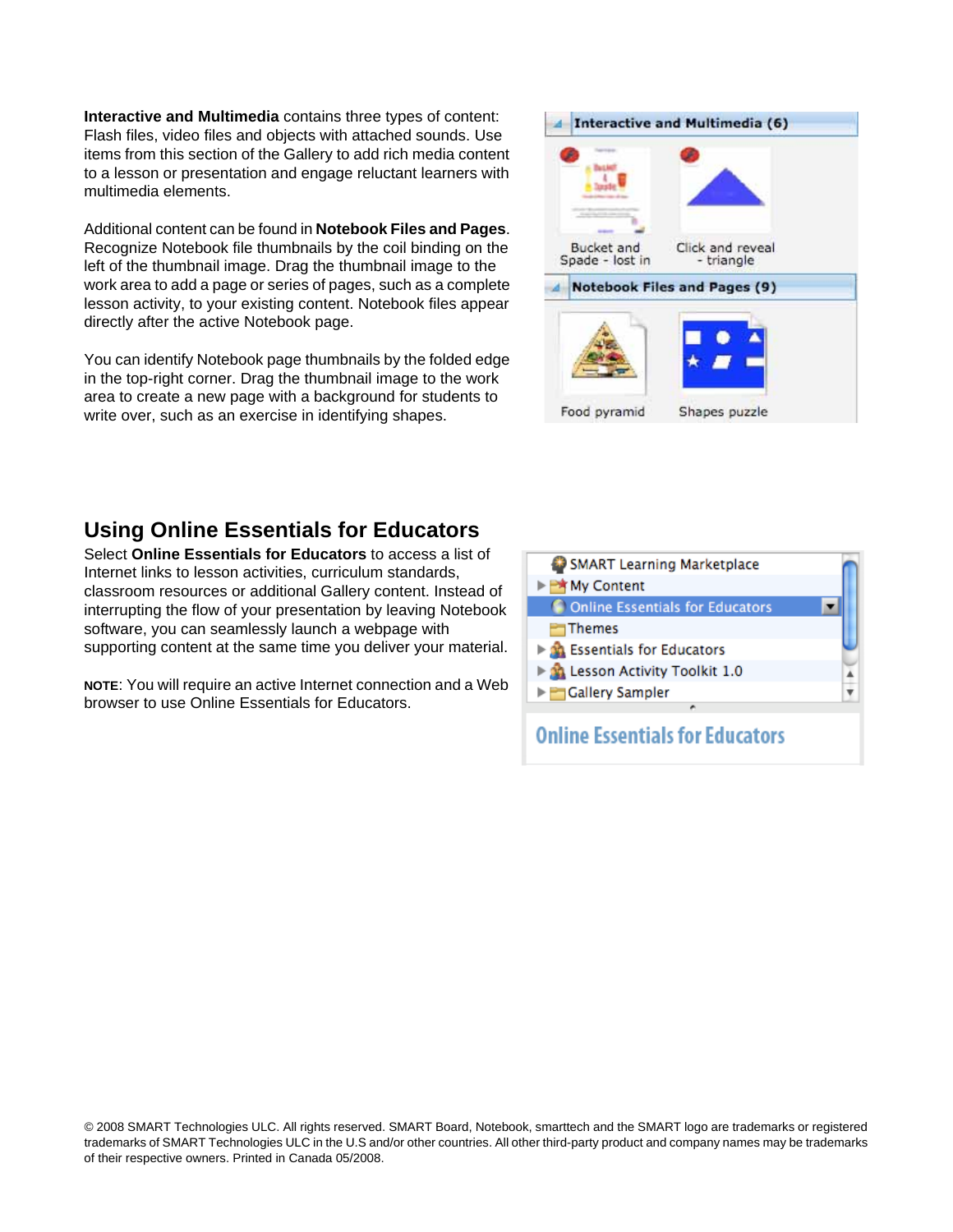**Interactive and Multimedia** contains three types of content: Flash files, video files and objects with attached sounds. Use items from this section of the Gallery to add rich media content to a lesson or presentation and engage reluctant learners with multimedia elements.

Additional content can be found in **Notebook Files and Pages**. Recognize Notebook file thumbnails by the coil binding on the left of the thumbnail image. Drag the thumbnail image to the work area to add a page or series of pages, such as a complete lesson activity, to your existing content. Notebook files appear directly after the active Notebook page.

You can identify Notebook page thumbnails by the folded edge in the top-right corner. Drag the thumbnail image to the work area to create a new page with a background for students to write over, such as an exercise in identifying shapes.

## Using Online Essentials for Educators

Select **Online Essentials for Educators** to access a list of Internet links to lesson activities, curriculum standards, classroom resources or additional Gallery content. Instead of interrupting the flow of your presentation by leaving Notebook software, you can seamlessly launch a webpage with supporting content at the same time you deliver your material.

**NOTE**: You will require an active Internet connection and a Web browser to use Online Essentials for Educators.

© 2008 SMART Technologies ULC. All rights reserved. SMART Board, Notebook, smarttech and the SMART logo are trademarks or registered trademarks of SMART Technologies ULC in the U.S and/or other countries. All other third-party product and company names may be trademarks of their respective owners. Printed in Canada 05/2008.